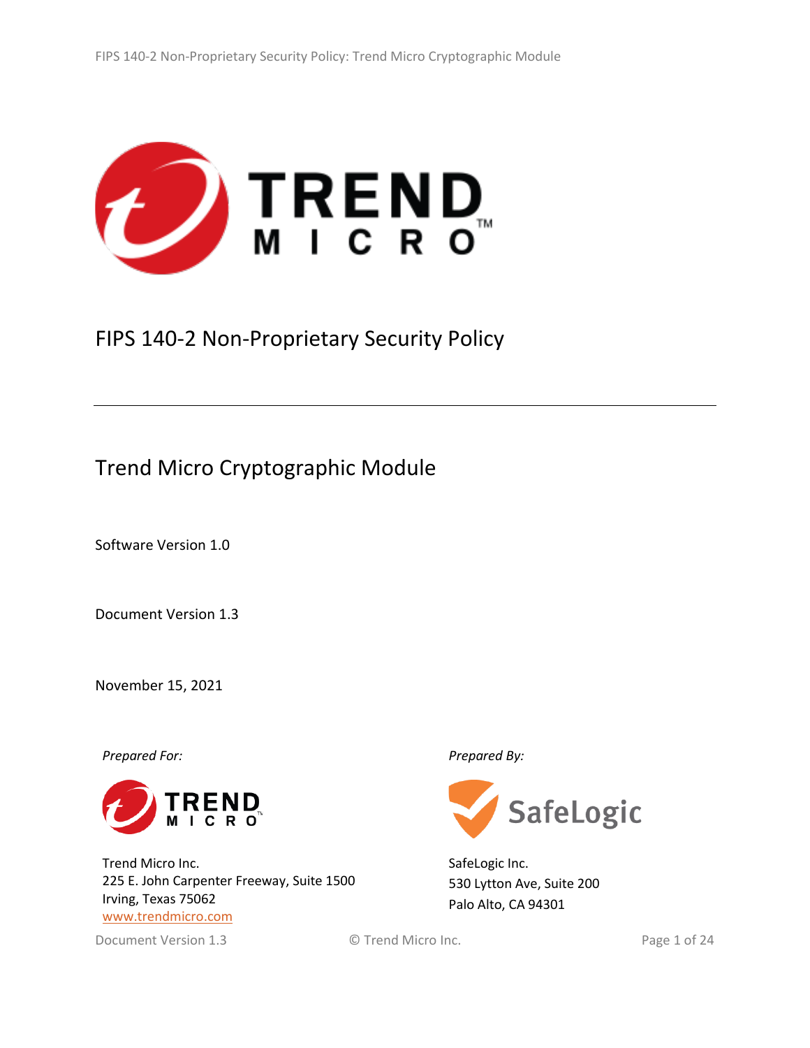# FIPS 140-2 Non-Proprietary Security Policy

## Trend Micro Cryptographic Module

Software Version 1.0

Document Version 1.3

November 15, 2021

*Prepared For:*

Trend Micro Inc.
225 E. John Carpenter Freeway, Suite 1500
Irving, Texas 75062
www.trendmicro.com

*Prepared By:*

SafeLogic Inc.
530 Lytton Ave, Suite 200
Palo Alto, CA 94301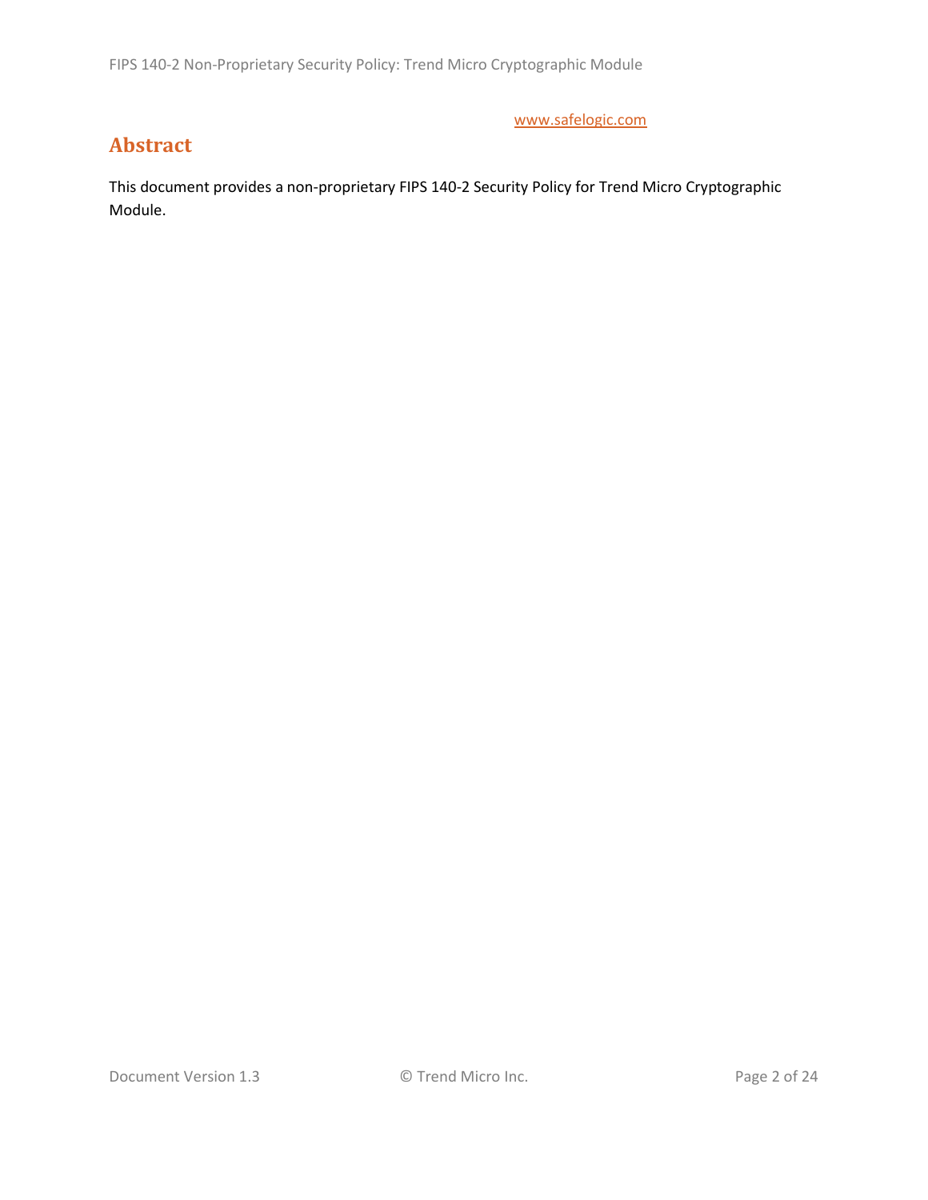[www.safelogic.com](http://www.safelogic.com)

## Abstract

This document provides a non-proprietary FIPS 140-2 Security Policy for Trend Micro Cryptographic Module.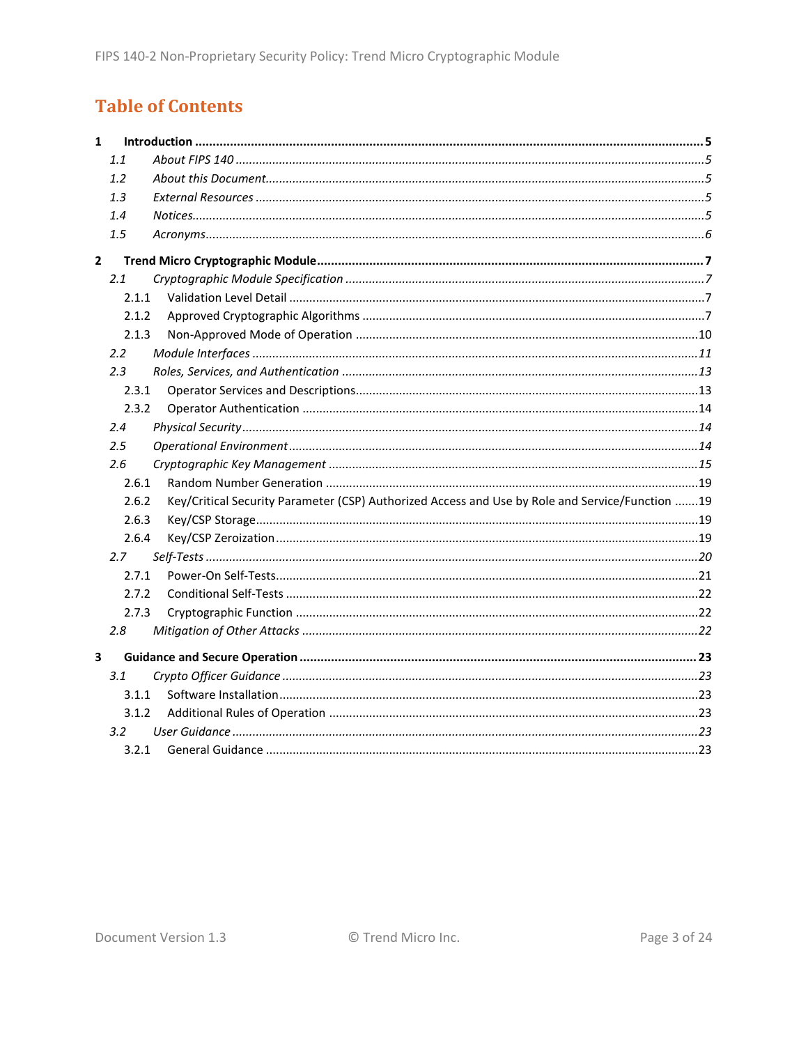# Table of Contents

**1 Introduction** ..... **5**

- *1.1 About FIPS 140* ..... *5*
- *1.2 About this Document* ..... *5*
- *1.3 External Resources* ..... *5*
- *1.4 Notices* ..... *5*
- *1.5 Acronyms* ..... *6*

**2 Trend Micro Cryptographic Module** ..... **7**

- *2.1 Cryptographic Module Specification* ..... *7*
  - 2.1.1 Validation Level Detail ..... 7
  - 2.1.2 Approved Cryptographic Algorithms ..... 7
  - 2.1.3 Non-Approved Mode of Operation ..... 10
- *2.2 Module Interfaces* ..... *11*
- *2.3 Roles, Services, and Authentication* ..... *13*
  - 2.3.1 Operator Services and Descriptions ..... 13
  - 2.3.2 Operator Authentication ..... 14
- *2.4 Physical Security* ..... *14*
- *2.5 Operational Environment* ..... *14*
- *2.6 Cryptographic Key Management* ..... *15*
  - 2.6.1 Random Number Generation ..... 19
  - 2.6.2 Key/Critical Security Parameter (CSP) Authorized Access and Use by Role and Service/Function ..... 19
  - 2.6.3 Key/CSP Storage ..... 19
  - 2.6.4 Key/CSP Zeroization ..... 19
- *2.7 Self-Tests* ..... *20*
  - 2.7.1 Power-On Self-Tests ..... 21
  - 2.7.2 Conditional Self-Tests ..... 22
  - 2.7.3 Cryptographic Function ..... 22
- *2.8 Mitigation of Other Attacks* ..... *22*

**3 Guidance and Secure Operation** ..... **23**

- *3.1 Crypto Officer Guidance* ..... *23*
  - 3.1.1 Software Installation ..... 23
  - 3.1.2 Additional Rules of Operation ..... 23
- *3.2 User Guidance* ..... *23*
  - 3.2.1 General Guidance ..... 23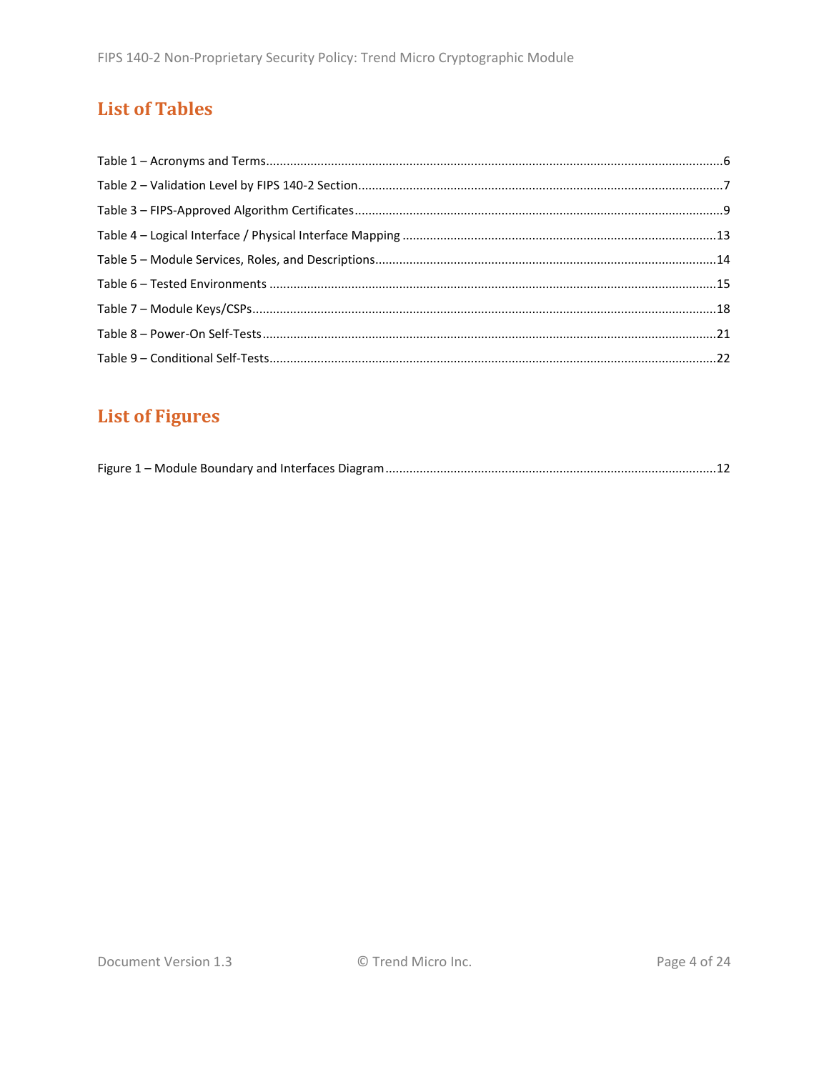## List of Tables

Table 1 – Acronyms and Terms....................................................................................................................6
Table 2 – Validation Level by FIPS 140-2 Section..........................................................................................7
Table 3 – FIPS-Approved Algorithm Certificates...........................................................................................9
Table 4 – Logical Interface / Physical Interface Mapping ...........................................................................13
Table 5 – Module Services, Roles, and Descriptions...................................................................................14
Table 6 – Tested Environments .................................................................................................................15
Table 7 – Module Keys/CSPs......................................................................................................................18
Table 8 – Power-On Self-Tests...................................................................................................................21
Table 9 – Conditional Self-Tests.................................................................................................................22

## List of Figures

Figure 1 – Module Boundary and Interfaces Diagram ................................................................................12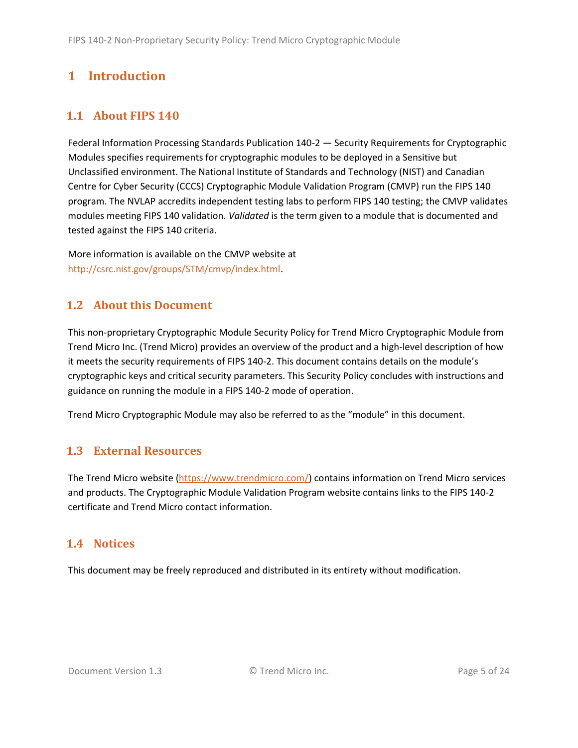# 1 Introduction

## 1.1 About FIPS 140

Federal Information Processing Standards Publication 140-2 — Security Requirements for Cryptographic Modules specifies requirements for cryptographic modules to be deployed in a Sensitive but Unclassified environment. The National Institute of Standards and Technology (NIST) and Canadian Centre for Cyber Security (CCCS) Cryptographic Module Validation Program (CMVP) run the FIPS 140 program. The NVLAP accredits independent testing labs to perform FIPS 140 testing; the CMVP validates modules meeting FIPS 140 validation. *Validated* is the term given to a module that is documented and tested against the FIPS 140 criteria.

More information is available on the CMVP website at http://csrc.nist.gov/groups/STM/cmvp/index.html.

## 1.2 About this Document

This non-proprietary Cryptographic Module Security Policy for Trend Micro Cryptographic Module from Trend Micro Inc. (Trend Micro) provides an overview of the product and a high-level description of how it meets the security requirements of FIPS 140-2. This document contains details on the module's cryptographic keys and critical security parameters. This Security Policy concludes with instructions and guidance on running the module in a FIPS 140-2 mode of operation.

Trend Micro Cryptographic Module may also be referred to as the "module" in this document.

## 1.3 External Resources

The Trend Micro website (https://www.trendmicro.com/) contains information on Trend Micro services and products. The Cryptographic Module Validation Program website contains links to the FIPS 140-2 certificate and Trend Micro contact information.

## 1.4 Notices

This document may be freely reproduced and distributed in its entirety without modification.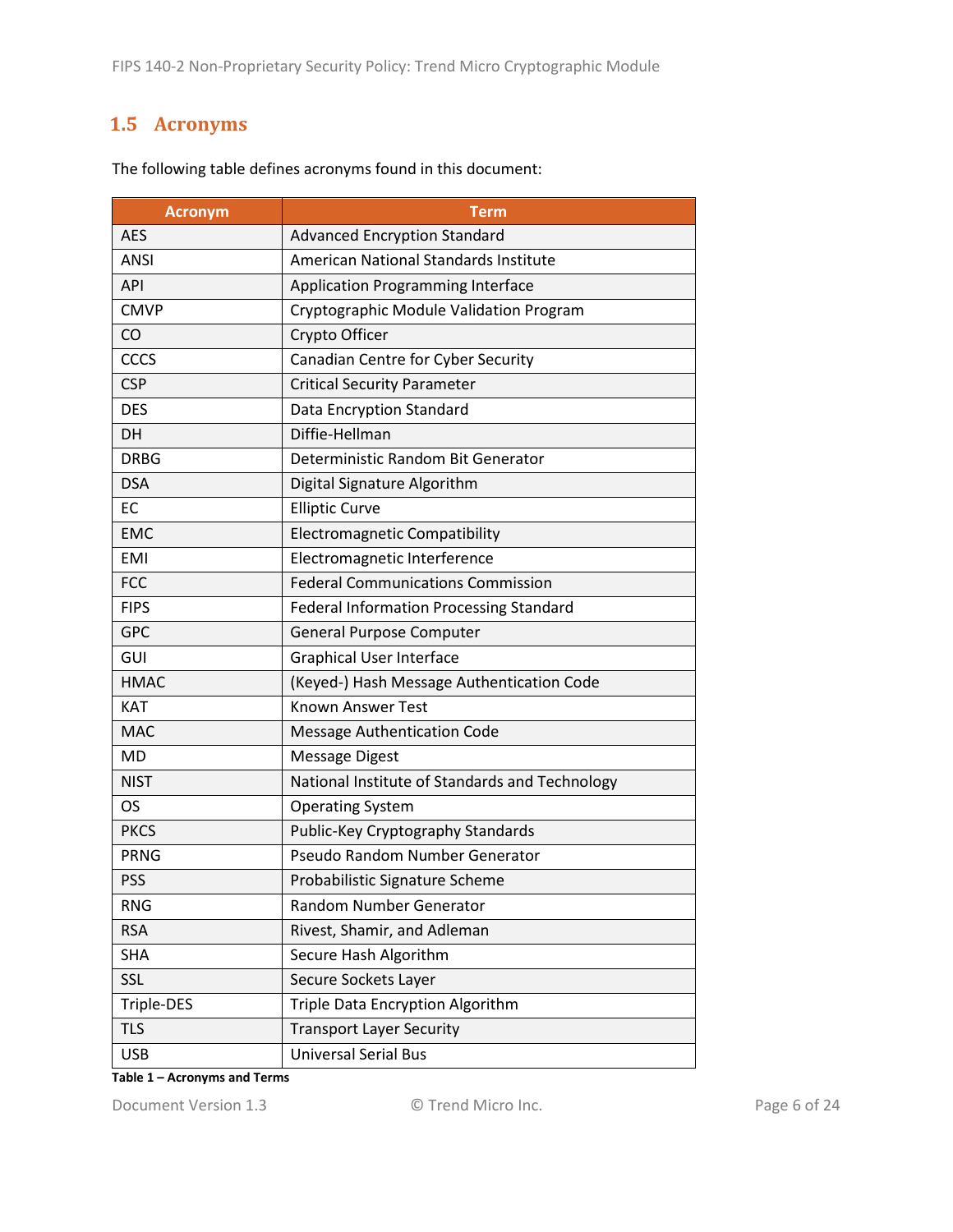## 1.5 Acronyms

The following table defines acronyms found in this document:

| Acronym | Term |
|---|---|
| AES | Advanced Encryption Standard |
| ANSI | American National Standards Institute |
| API | Application Programming Interface |
| CMVP | Cryptographic Module Validation Program |
| CO | Crypto Officer |
| CCCS | Canadian Centre for Cyber Security |
| CSP | Critical Security Parameter |
| DES | Data Encryption Standard |
| DH | Diffie-Hellman |
| DRBG | Deterministic Random Bit Generator |
| DSA | Digital Signature Algorithm |
| EC | Elliptic Curve |
| EMC | Electromagnetic Compatibility |
| EMI | Electromagnetic Interference |
| FCC | Federal Communications Commission |
| FIPS | Federal Information Processing Standard |
| GPC | General Purpose Computer |
| GUI | Graphical User Interface |
| HMAC | (Keyed-) Hash Message Authentication Code |
| KAT | Known Answer Test |
| MAC | Message Authentication Code |
| MD | Message Digest |
| NIST | National Institute of Standards and Technology |
| OS | Operating System |
| PKCS | Public-Key Cryptography Standards |
| PRNG | Pseudo Random Number Generator |
| PSS | Probabilistic Signature Scheme |
| RNG | Random Number Generator |
| RSA | Rivest, Shamir, and Adleman |
| SHA | Secure Hash Algorithm |
| SSL | Secure Sockets Layer |
| Triple-DES | Triple Data Encryption Algorithm |
| TLS | Transport Layer Security |
| USB | Universal Serial Bus |

**Table 1 – Acronyms and Terms**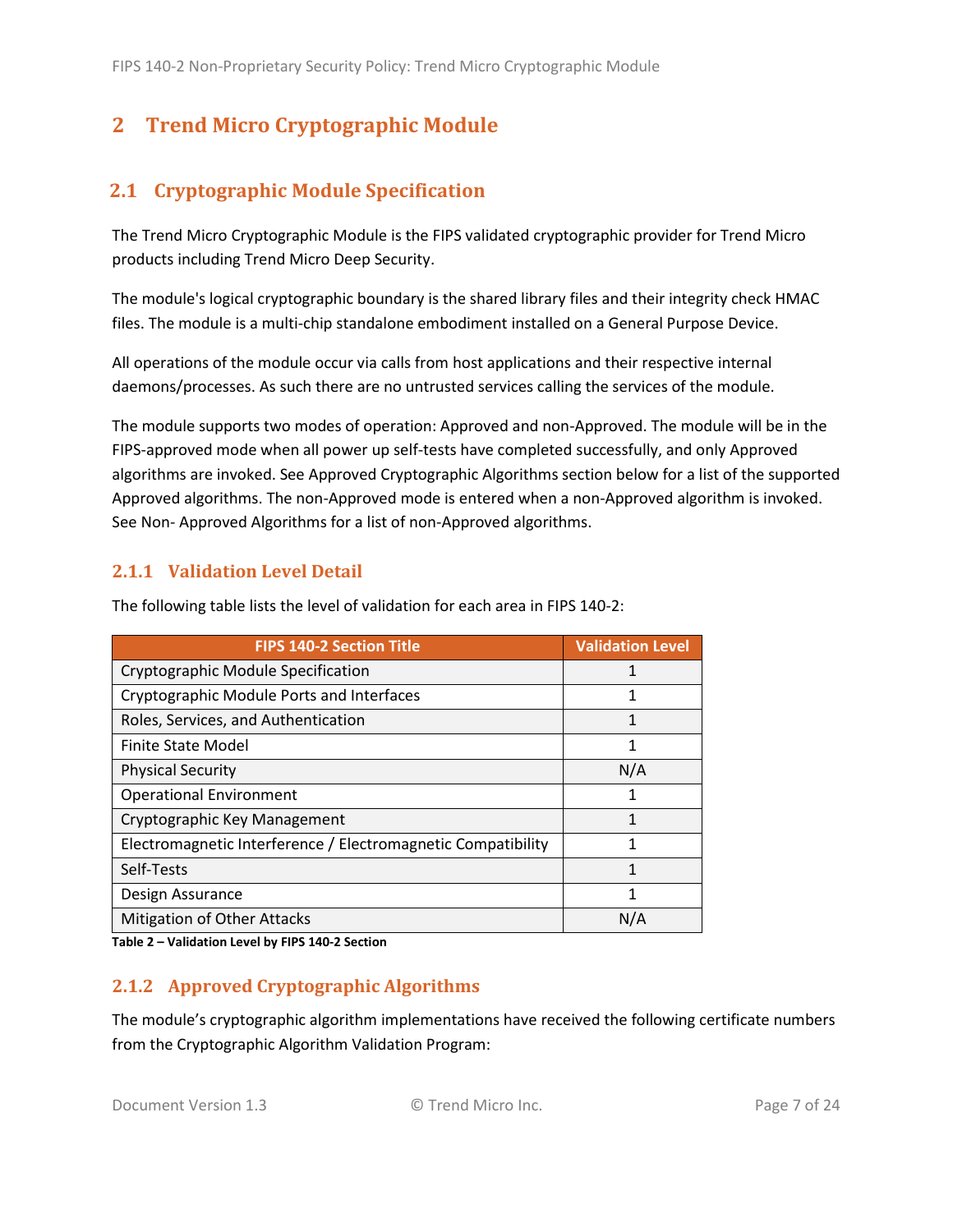# 2 Trend Micro Cryptographic Module

## 2.1 Cryptographic Module Specification

The Trend Micro Cryptographic Module is the FIPS validated cryptographic provider for Trend Micro products including Trend Micro Deep Security.

The module's logical cryptographic boundary is the shared library files and their integrity check HMAC files. The module is a multi-chip standalone embodiment installed on a General Purpose Device.

All operations of the module occur via calls from host applications and their respective internal daemons/processes. As such there are no untrusted services calling the services of the module.

The module supports two modes of operation: Approved and non-Approved. The module will be in the FIPS-approved mode when all power up self-tests have completed successfully, and only Approved algorithms are invoked. See Approved Cryptographic Algorithms section below for a list of the supported Approved algorithms. The non-Approved mode is entered when a non-Approved algorithm is invoked. See Non- Approved Algorithms for a list of non-Approved algorithms.

### 2.1.1 Validation Level Detail

The following table lists the level of validation for each area in FIPS 140-2:

| FIPS 140-2 Section Title | Validation Level |
|---|---|
| Cryptographic Module Specification | 1 |
| Cryptographic Module Ports and Interfaces | 1 |
| Roles, Services, and Authentication | 1 |
| Finite State Model | 1 |
| Physical Security | N/A |
| Operational Environment | 1 |
| Cryptographic Key Management | 1 |
| Electromagnetic Interference / Electromagnetic Compatibility | 1 |
| Self-Tests | 1 |
| Design Assurance | 1 |
| Mitigation of Other Attacks | N/A |

**Table 2 – Validation Level by FIPS 140-2 Section**

### 2.1.2 Approved Cryptographic Algorithms

The module's cryptographic algorithm implementations have received the following certificate numbers from the Cryptographic Algorithm Validation Program: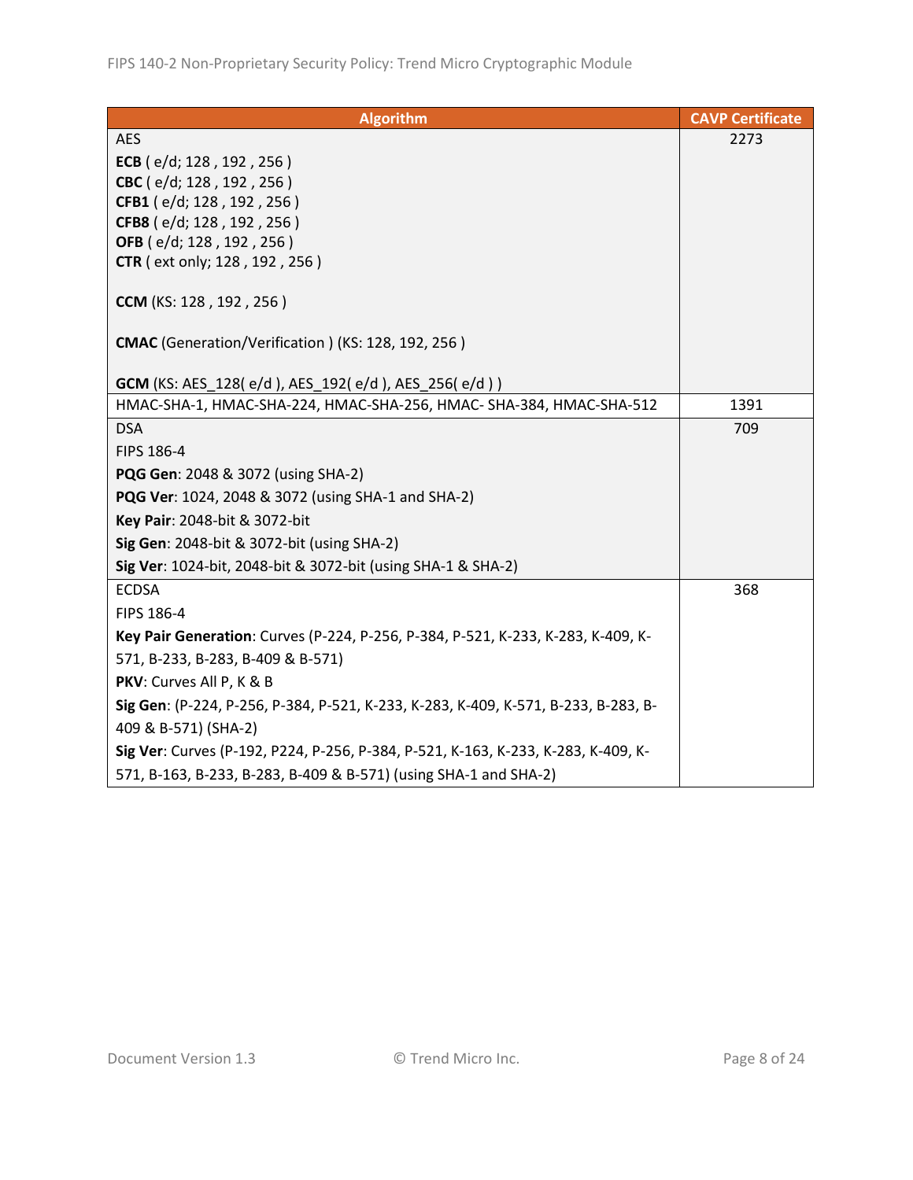| Algorithm | CAVP Certificate |
|---|---|
| AES<br>**ECB** ( e/d; 128 , 192 , 256 )<br>**CBC** ( e/d; 128 , 192 , 256 )<br>**CFB1** ( e/d; 128 , 192 , 256 )<br>**CFB8** ( e/d; 128 , 192 , 256 )<br>**OFB** ( e/d; 128 , 192 , 256 )<br>**CTR** ( ext only; 128 , 192 , 256 )<br><br>**CCM** (KS: 128 , 192 , 256 )<br><br>**CMAC** (Generation/Verification ) (KS: 128, 192, 256 )<br><br>**GCM** (KS: AES_128( e/d ), AES_192( e/d ), AES_256( e/d ) ) | 2273 |
| HMAC-SHA-1, HMAC-SHA-224, HMAC-SHA-256, HMAC- SHA-384, HMAC-SHA-512 | 1391 |
| DSA<br>FIPS 186-4<br>**PQG Gen**: 2048 & 3072 (using SHA-2)<br>**PQG Ver**: 1024, 2048 & 3072 (using SHA-1 and SHA-2)<br>**Key Pair**: 2048-bit & 3072-bit<br>**Sig Gen**: 2048-bit & 3072-bit (using SHA-2)<br>**Sig Ver**: 1024-bit, 2048-bit & 3072-bit (using SHA-1 & SHA-2) | 709 |
| ECDSA<br>FIPS 186-4<br>**Key Pair Generation**: Curves (P-224, P-256, P-384, P-521, K-233, K-283, K-409, K-571, B-233, B-283, B-409 & B-571)<br>**PKV**: Curves All P, K & B<br>**Sig Gen**: (P-224, P-256, P-384, P-521, K-233, K-283, K-409, K-571, B-233, B-283, B-409 & B-571) (SHA-2)<br>**Sig Ver**: Curves (P-192, P224, P-256, P-384, P-521, K-163, K-233, K-283, K-409, K-571, B-163, B-233, B-283, B-409 & B-571) (using SHA-1 and SHA-2) | 368 |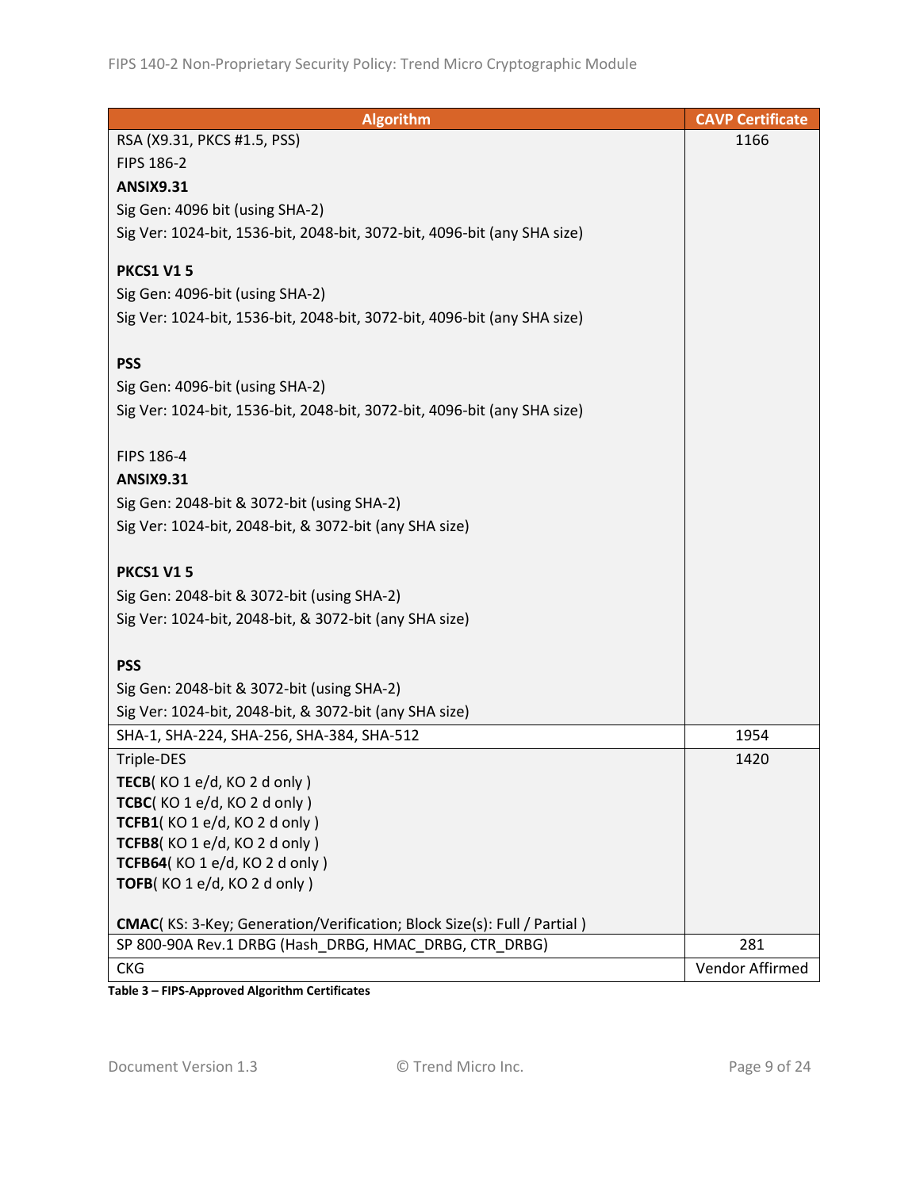| Algorithm | CAVP Certificate |
|---|---|
| RSA (X9.31, PKCS #1.5, PSS)<br>FIPS 186-2<br>**ANSIX9.31**<br>Sig Gen: 4096 bit (using SHA-2)<br>Sig Ver: 1024-bit, 1536-bit, 2048-bit, 3072-bit, 4096-bit (any SHA size)<br><br>**PKCS1 V1 5**<br>Sig Gen: 4096-bit (using SHA-2)<br>Sig Ver: 1024-bit, 1536-bit, 2048-bit, 3072-bit, 4096-bit (any SHA size)<br><br>**PSS**<br>Sig Gen: 4096-bit (using SHA-2)<br>Sig Ver: 1024-bit, 1536-bit, 2048-bit, 3072-bit, 4096-bit (any SHA size)<br><br>FIPS 186-4<br>**ANSIX9.31**<br>Sig Gen: 2048-bit & 3072-bit (using SHA-2)<br>Sig Ver: 1024-bit, 2048-bit, & 3072-bit (any SHA size)<br><br>**PKCS1 V1 5**<br>Sig Gen: 2048-bit & 3072-bit (using SHA-2)<br>Sig Ver: 1024-bit, 2048-bit, & 3072-bit (any SHA size)<br><br>**PSS**<br>Sig Gen: 2048-bit & 3072-bit (using SHA-2)<br>Sig Ver: 1024-bit, 2048-bit, & 3072-bit (any SHA size) | 1166 |
| SHA-1, SHA-224, SHA-256, SHA-384, SHA-512 | 1954 |
| Triple-DES<br>**TECB**( KO 1 e/d, KO 2 d only )<br>**TCBC**( KO 1 e/d, KO 2 d only )<br>**TCFB1**( KO 1 e/d, KO 2 d only )<br>**TCFB8**( KO 1 e/d, KO 2 d only )<br>**TCFB64**( KO 1 e/d, KO 2 d only )<br>**TOFB**( KO 1 e/d, KO 2 d only )<br><br>**CMAC**( KS: 3-Key; Generation/Verification; Block Size(s): Full / Partial ) | 1420 |
| SP 800-90A Rev.1 DRBG (Hash_DRBG, HMAC_DRBG, CTR_DRBG) | 281 |
| CKG | Vendor Affirmed |

**Table 3 – FIPS-Approved Algorithm Certificates**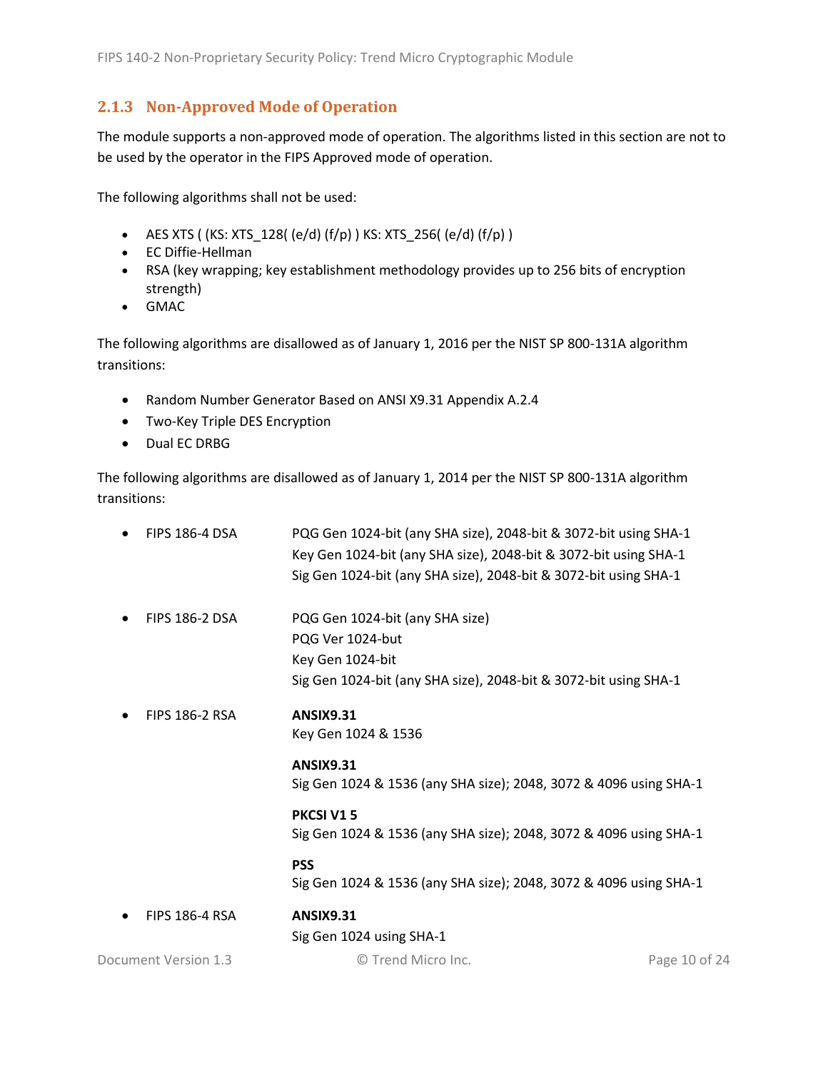### 2.1.3 Non-Approved Mode of Operation

The module supports a non-approved mode of operation. The algorithms listed in this section are not to be used by the operator in the FIPS Approved mode of operation.

The following algorithms shall not be used:

- AES XTS ( (KS: XTS_128( (e/d) (f/p) ) KS: XTS_256( (e/d) (f/p) )
- EC Diffie-Hellman
- RSA (key wrapping; key establishment methodology provides up to 256 bits of encryption strength)
- GMAC

The following algorithms are disallowed as of January 1, 2016 per the NIST SP 800-131A algorithm transitions:

- Random Number Generator Based on ANSI X9.31 Appendix A.2.4
- Two-Key Triple DES Encryption
- Dual EC DRBG

The following algorithms are disallowed as of January 1, 2014 per the NIST SP 800-131A algorithm transitions:

- FIPS 186-4 DSA
  - PQG Gen 1024-bit (any SHA size), 2048-bit & 3072-bit using SHA-1
  - Key Gen 1024-bit (any SHA size), 2048-bit & 3072-bit using SHA-1
  - Sig Gen 1024-bit (any SHA size), 2048-bit & 3072-bit using SHA-1

- FIPS 186-2 DSA
  - PQG Gen 1024-bit (any SHA size)
  - PQG Ver 1024-but
  - Key Gen 1024-bit
  - Sig Gen 1024-bit (any SHA size), 2048-bit & 3072-bit using SHA-1

- FIPS 186-2 RSA

  **ANSIX9.31**
  Key Gen 1024 & 1536

  **ANSIX9.31**
  Sig Gen 1024 & 1536 (any SHA size); 2048, 3072 & 4096 using SHA-1

  **PKCSI V1 5**
  Sig Gen 1024 & 1536 (any SHA size); 2048, 3072 & 4096 using SHA-1

  **PSS**
  Sig Gen 1024 & 1536 (any SHA size); 2048, 3072 & 4096 using SHA-1

- FIPS 186-4 RSA

  **ANSIX9.31**
  Sig Gen 1024 using SHA-1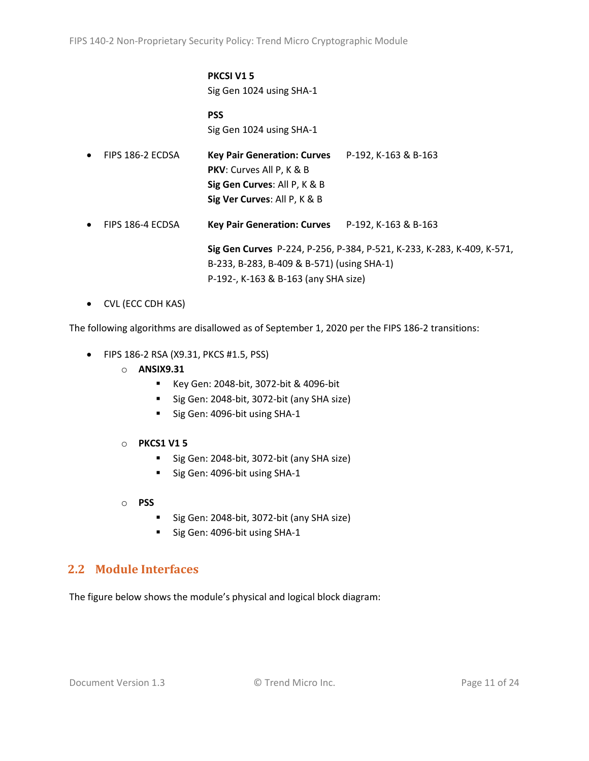**PKCSI V1 5**
Sig Gen 1024 using SHA-1

**PSS**
Sig Gen 1024 using SHA-1

- FIPS 186-2 ECDSA — **Key Pair Generation: Curves** P-192, K-163 & B-163
  **PKV**: Curves All P, K & B
  **Sig Gen Curves**: All P, K & B
  **Sig Ver Curves**: All P, K & B
- FIPS 186-4 ECDSA — **Key Pair Generation: Curves** P-192, K-163 & B-163

  **Sig Gen Curves** P-224, P-256, P-384, P-521, K-233, K-283, K-409, K-571, B-233, B-283, B-409 & B-571) (using SHA-1)
  P-192-, K-163 & B-163 (any SHA size)
- CVL (ECC CDH KAS)

The following algorithms are disallowed as of September 1, 2020 per the FIPS 186-2 transitions:

- FIPS 186-2 RSA (X9.31, PKCS #1.5, PSS)
  - **ANSIX9.31**
    - Key Gen: 2048-bit, 3072-bit & 4096-bit
    - Sig Gen: 2048-bit, 3072-bit (any SHA size)
    - Sig Gen: 4096-bit using SHA-1
  - **PKCS1 V1 5**
    - Sig Gen: 2048-bit, 3072-bit (any SHA size)
    - Sig Gen: 4096-bit using SHA-1
  - **PSS**
    - Sig Gen: 2048-bit, 3072-bit (any SHA size)
    - Sig Gen: 4096-bit using SHA-1

## 2.2 Module Interfaces

The figure below shows the module's physical and logical block diagram: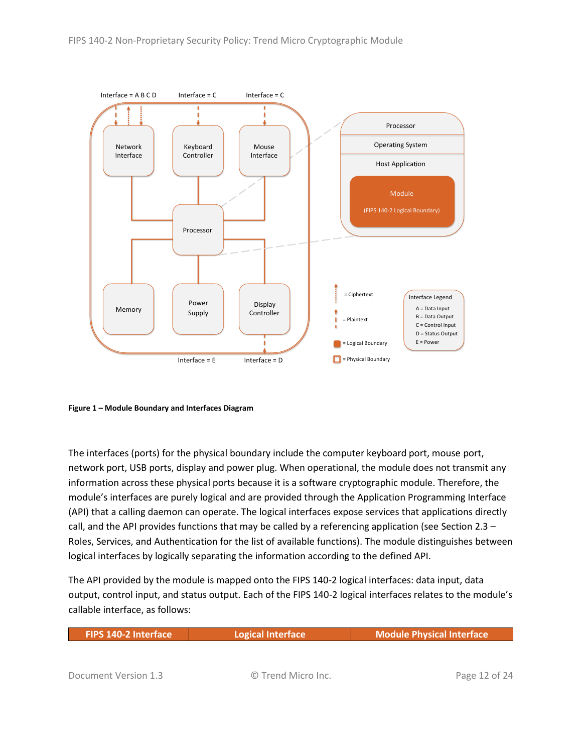Figure 1 – Module Boundary and Interfaces Diagram

The interfaces (ports) for the physical boundary include the computer keyboard port, mouse port, network port, USB ports, display and power plug. When operational, the module does not transmit any information across these physical ports because it is a software cryptographic module. Therefore, the module's interfaces are purely logical and are provided through the Application Programming Interface (API) that a calling daemon can operate. The logical interfaces expose services that applications directly call, and the API provides functions that may be called by a referencing application (see Section 2.3 – Roles, Services, and Authentication for the list of available functions). The module distinguishes between logical interfaces by logically separating the information according to the defined API.

The API provided by the module is mapped onto the FIPS 140-2 logical interfaces: data input, data output, control input, and status output. Each of the FIPS 140-2 logical interfaces relates to the module's callable interface, as follows:

| FIPS 140-2 Interface | Logical Interface | Module Physical Interface |
| --- | --- | --- |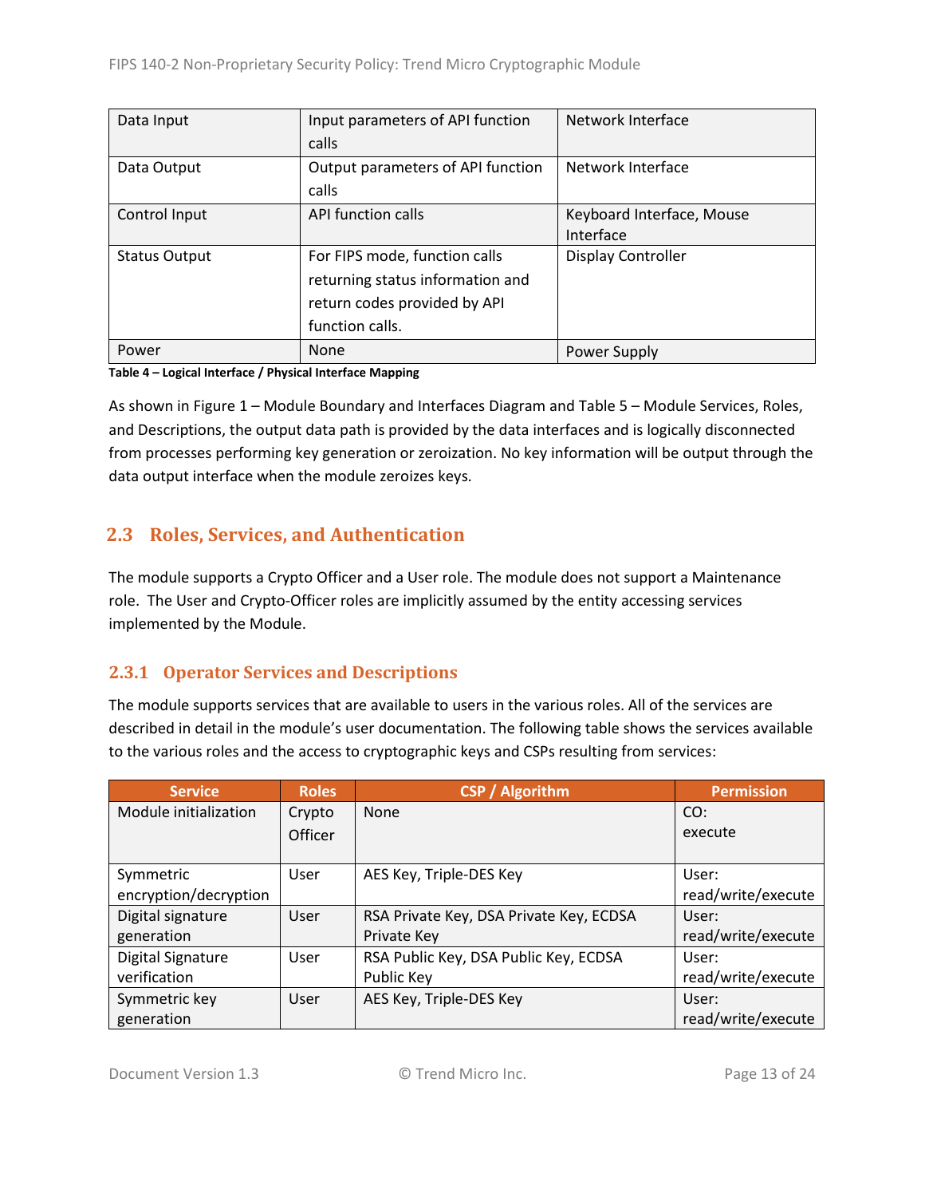| Data Input | Input parameters of API function calls | Network Interface |
|---|---|---|
| Data Output | Output parameters of API function calls | Network Interface |
| Control Input | API function calls | Keyboard Interface, Mouse Interface |
| Status Output | For FIPS mode, function calls returning status information and return codes provided by API function calls. | Display Controller |
| Power | None | Power Supply |

**Table 4 – Logical Interface / Physical Interface Mapping**

As shown in Figure 1 – Module Boundary and Interfaces Diagram and Table 5 – Module Services, Roles, and Descriptions, the output data path is provided by the data interfaces and is logically disconnected from processes performing key generation or zeroization. No key information will be output through the data output interface when the module zeroizes keys.

## 2.3 Roles, Services, and Authentication

The module supports a Crypto Officer and a User role. The module does not support a Maintenance role. The User and Crypto-Officer roles are implicitly assumed by the entity accessing services implemented by the Module.

### 2.3.1 Operator Services and Descriptions

The module supports services that are available to users in the various roles. All of the services are described in detail in the module's user documentation. The following table shows the services available to the various roles and the access to cryptographic keys and CSPs resulting from services:

| Service | Roles | CSP / Algorithm | Permission |
|---|---|---|---|
| Module initialization | Crypto Officer | None | CO: execute |
| Symmetric encryption/decryption | User | AES Key, Triple-DES Key | User: read/write/execute |
| Digital signature generation | User | RSA Private Key, DSA Private Key, ECDSA Private Key | User: read/write/execute |
| Digital Signature verification | User | RSA Public Key, DSA Public Key, ECDSA Public Key | User: read/write/execute |
| Symmetric key generation | User | AES Key, Triple-DES Key | User: read/write/execute |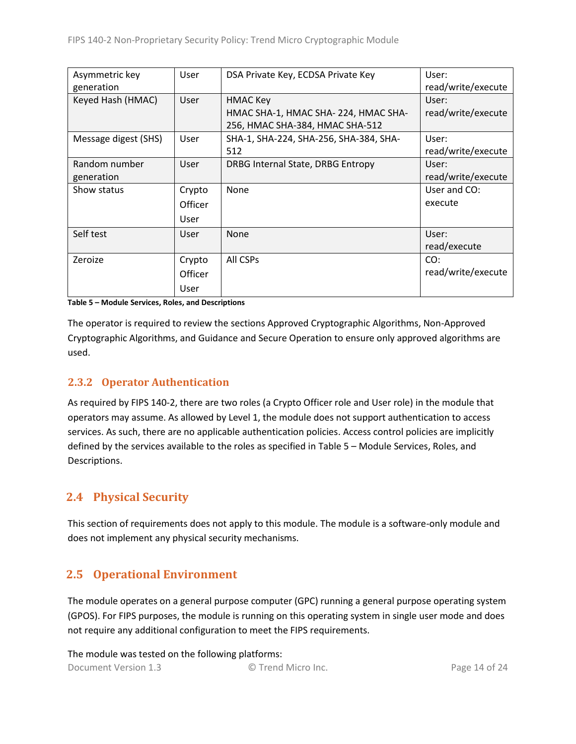| Asymmetric key generation | User | DSA Private Key, ECDSA Private Key | User: read/write/execute |
|---|---|---|---|
| Keyed Hash (HMAC) | User | HMAC Key<br>HMAC SHA-1, HMAC SHA- 224, HMAC SHA-256, HMAC SHA-384, HMAC SHA-512 | User: read/write/execute |
| Message digest (SHS) | User | SHA-1, SHA-224, SHA-256, SHA-384, SHA-512 | User: read/write/execute |
| Random number generation | User | DRBG Internal State, DRBG Entropy | User: read/write/execute |
| Show status | Crypto Officer<br>User | None | User and CO: execute |
| Self test | User | None | User: read/execute |
| Zeroize | Crypto Officer<br>User | All CSPs | CO: read/write/execute |

**Table 5 – Module Services, Roles, and Descriptions**

The operator is required to review the sections Approved Cryptographic Algorithms, Non-Approved Cryptographic Algorithms, and Guidance and Secure Operation to ensure only approved algorithms are used.

### 2.3.2 Operator Authentication

As required by FIPS 140-2, there are two roles (a Crypto Officer role and User role) in the module that operators may assume. As allowed by Level 1, the module does not support authentication to access services. As such, there are no applicable authentication policies. Access control policies are implicitly defined by the services available to the roles as specified in Table 5 – Module Services, Roles, and Descriptions.

## 2.4 Physical Security

This section of requirements does not apply to this module. The module is a software-only module and does not implement any physical security mechanisms.

## 2.5 Operational Environment

The module operates on a general purpose computer (GPC) running a general purpose operating system (GPOS). For FIPS purposes, the module is running on this operating system in single user mode and does not require any additional configuration to meet the FIPS requirements.

The module was tested on the following platforms: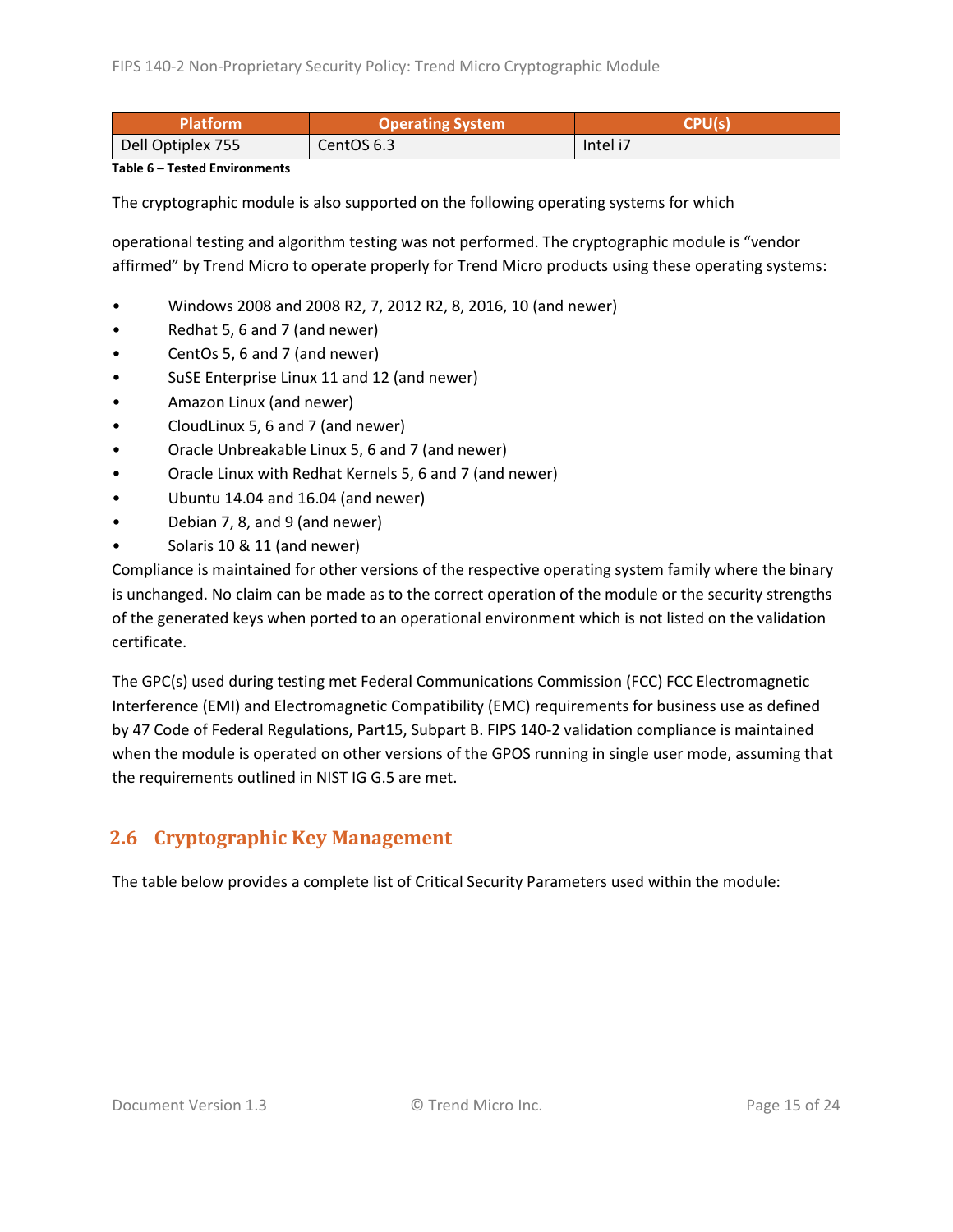| Platform | Operating System | CPU(s) |
| --- | --- | --- |
| Dell Optiplex 755 | CentOS 6.3 | Intel i7 |

**Table 6 – Tested Environments**

The cryptographic module is also supported on the following operating systems for which

operational testing and algorithm testing was not performed. The cryptographic module is "vendor affirmed" by Trend Micro to operate properly for Trend Micro products using these operating systems:

- Windows 2008 and 2008 R2, 7, 2012 R2, 8, 2016, 10 (and newer)
- Redhat 5, 6 and 7 (and newer)
- CentOs 5, 6 and 7 (and newer)
- SuSE Enterprise Linux 11 and 12 (and newer)
- Amazon Linux (and newer)
- CloudLinux 5, 6 and 7 (and newer)
- Oracle Unbreakable Linux 5, 6 and 7 (and newer)
- Oracle Linux with Redhat Kernels 5, 6 and 7 (and newer)
- Ubuntu 14.04 and 16.04 (and newer)
- Debian 7, 8, and 9 (and newer)
- Solaris 10 & 11 (and newer)

Compliance is maintained for other versions of the respective operating system family where the binary is unchanged. No claim can be made as to the correct operation of the module or the security strengths of the generated keys when ported to an operational environment which is not listed on the validation certificate.

The GPC(s) used during testing met Federal Communications Commission (FCC) FCC Electromagnetic Interference (EMI) and Electromagnetic Compatibility (EMC) requirements for business use as defined by 47 Code of Federal Regulations, Part15, Subpart B. FIPS 140-2 validation compliance is maintained when the module is operated on other versions of the GPOS running in single user mode, assuming that the requirements outlined in NIST IG G.5 are met.

## 2.6 Cryptographic Key Management

The table below provides a complete list of Critical Security Parameters used within the module: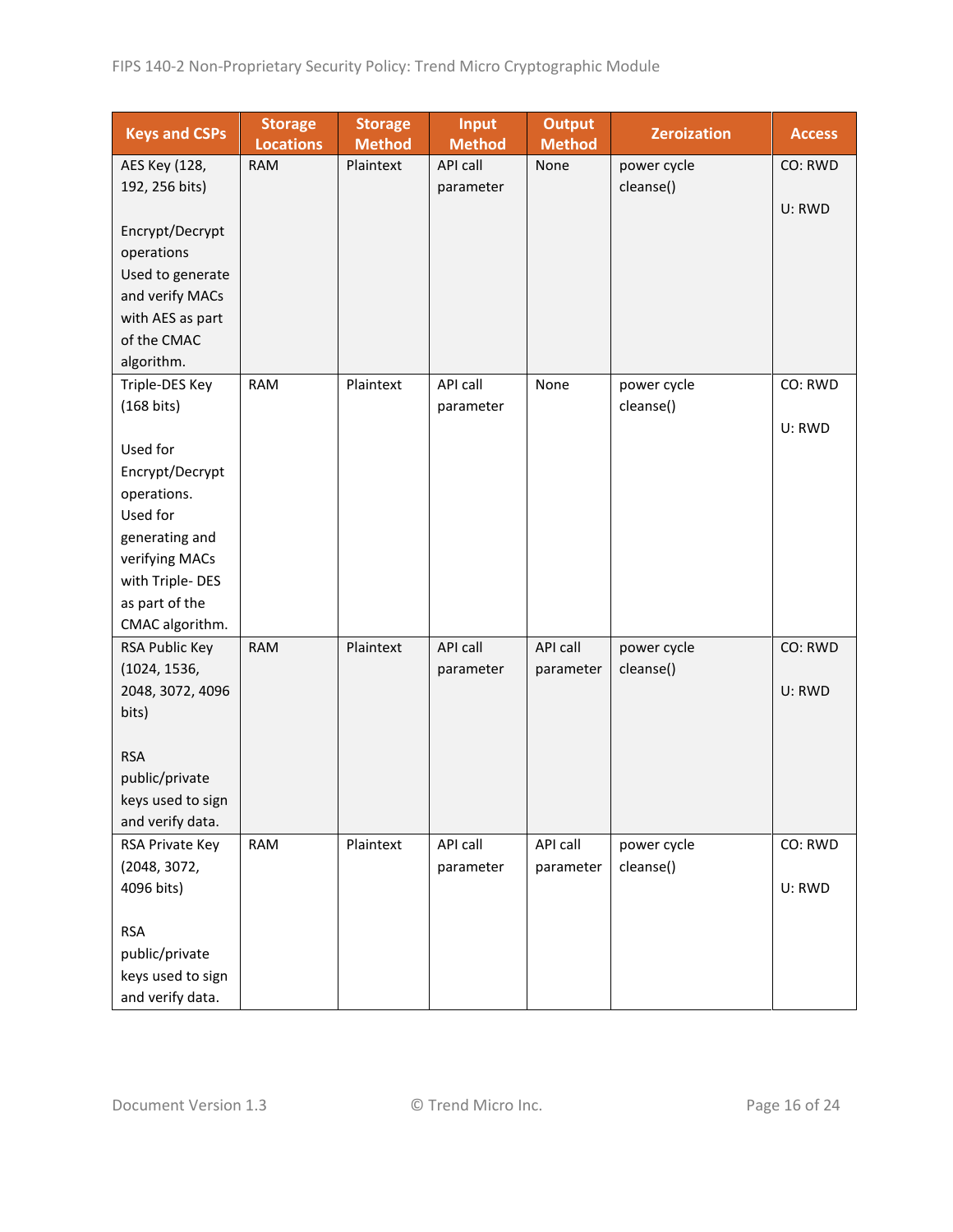| Keys and CSPs | Storage Locations | Storage Method | Input Method | Output Method | Zeroization | Access |
|---|---|---|---|---|---|---|
| AES Key (128, 192, 256 bits)<br><br>Encrypt/Decrypt operations<br>Used to generate and verify MACs with AES as part of the CMAC algorithm. | RAM | Plaintext | API call parameter | None | power cycle<br>cleanse() | CO: RWD<br><br>U: RWD |
| Triple-DES Key (168 bits)<br><br>Used for Encrypt/Decrypt operations.<br>Used for generating and verifying MACs with Triple- DES as part of the CMAC algorithm. | RAM | Plaintext | API call parameter | None | power cycle<br>cleanse() | CO: RWD<br><br>U: RWD |
| RSA Public Key (1024, 1536, 2048, 3072, 4096 bits)<br><br>RSA public/private keys used to sign and verify data. | RAM | Plaintext | API call parameter | API call parameter | power cycle<br>cleanse() | CO: RWD<br><br>U: RWD |
| RSA Private Key (2048, 3072, 4096 bits)<br><br>RSA public/private keys used to sign and verify data. | RAM | Plaintext | API call parameter | API call parameter | power cycle<br>cleanse() | CO: RWD<br><br>U: RWD |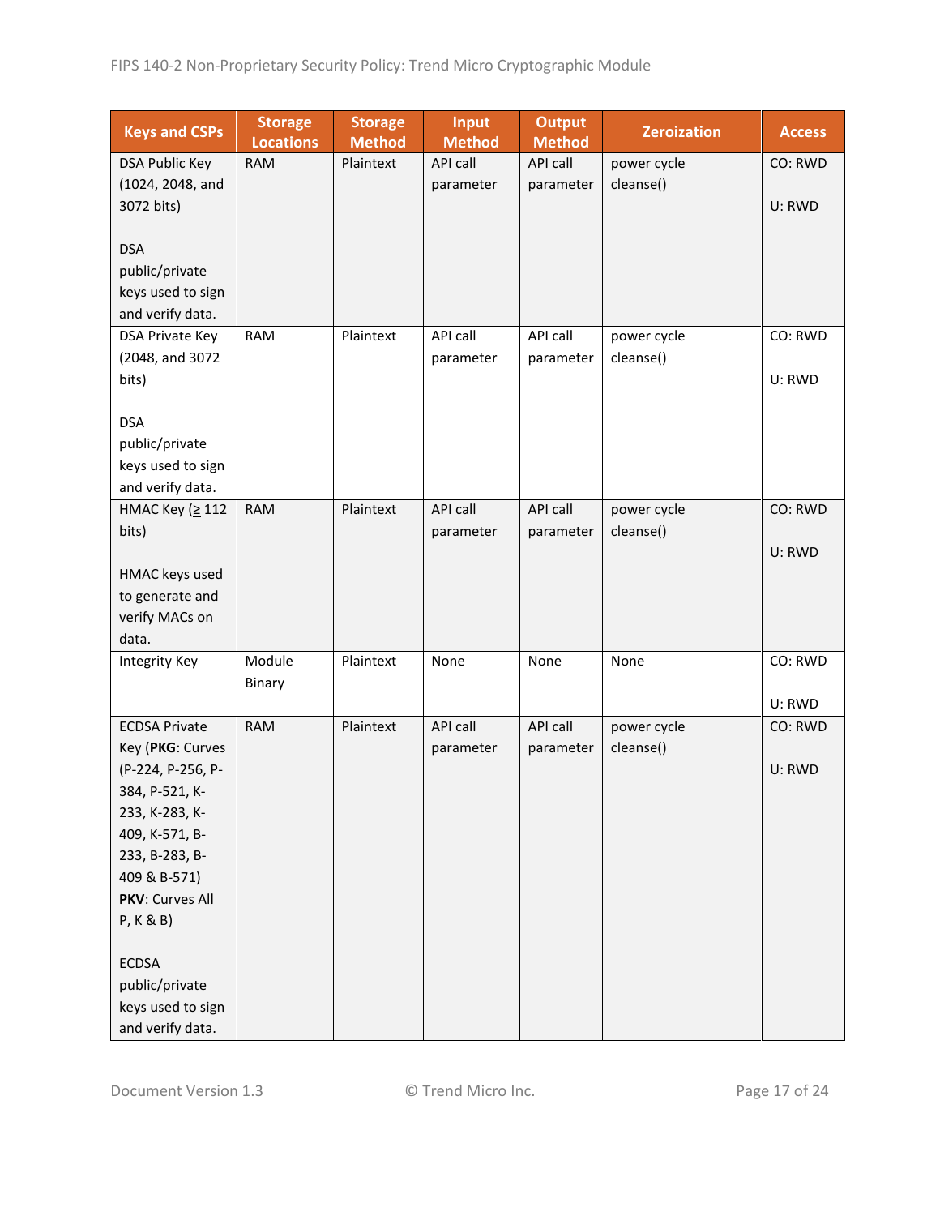| Keys and CSPs | Storage Locations | Storage Method | Input Method | Output Method | Zeroization | Access |
|---|---|---|---|---|---|---|
| DSA Public Key (1024, 2048, and 3072 bits)<br><br>DSA public/private keys used to sign and verify data. | RAM | Plaintext | API call parameter | API call parameter | power cycle cleanse() | CO: RWD<br><br>U: RWD |
| DSA Private Key (2048, and 3072 bits)<br><br>DSA public/private keys used to sign and verify data. | RAM | Plaintext | API call parameter | API call parameter | power cycle cleanse() | CO: RWD<br><br>U: RWD |
| HMAC Key (≥ 112 bits)<br><br>HMAC keys used to generate and verify MACs on data. | RAM | Plaintext | API call parameter | API call parameter | power cycle cleanse() | CO: RWD<br><br>U: RWD |
| Integrity Key | Module Binary | Plaintext | None | None | None | CO: RWD<br><br>U: RWD |
| ECDSA Private Key (**PKG**: Curves (P-224, P-256, P-384, P-521, K-233, K-283, K-409, K-571, B-233, B-283, B-409 & B-571) **PKV**: Curves All P, K & B)<br><br>ECDSA public/private keys used to sign and verify data. | RAM | Plaintext | API call parameter | API call parameter | power cycle cleanse() | CO: RWD<br><br>U: RWD |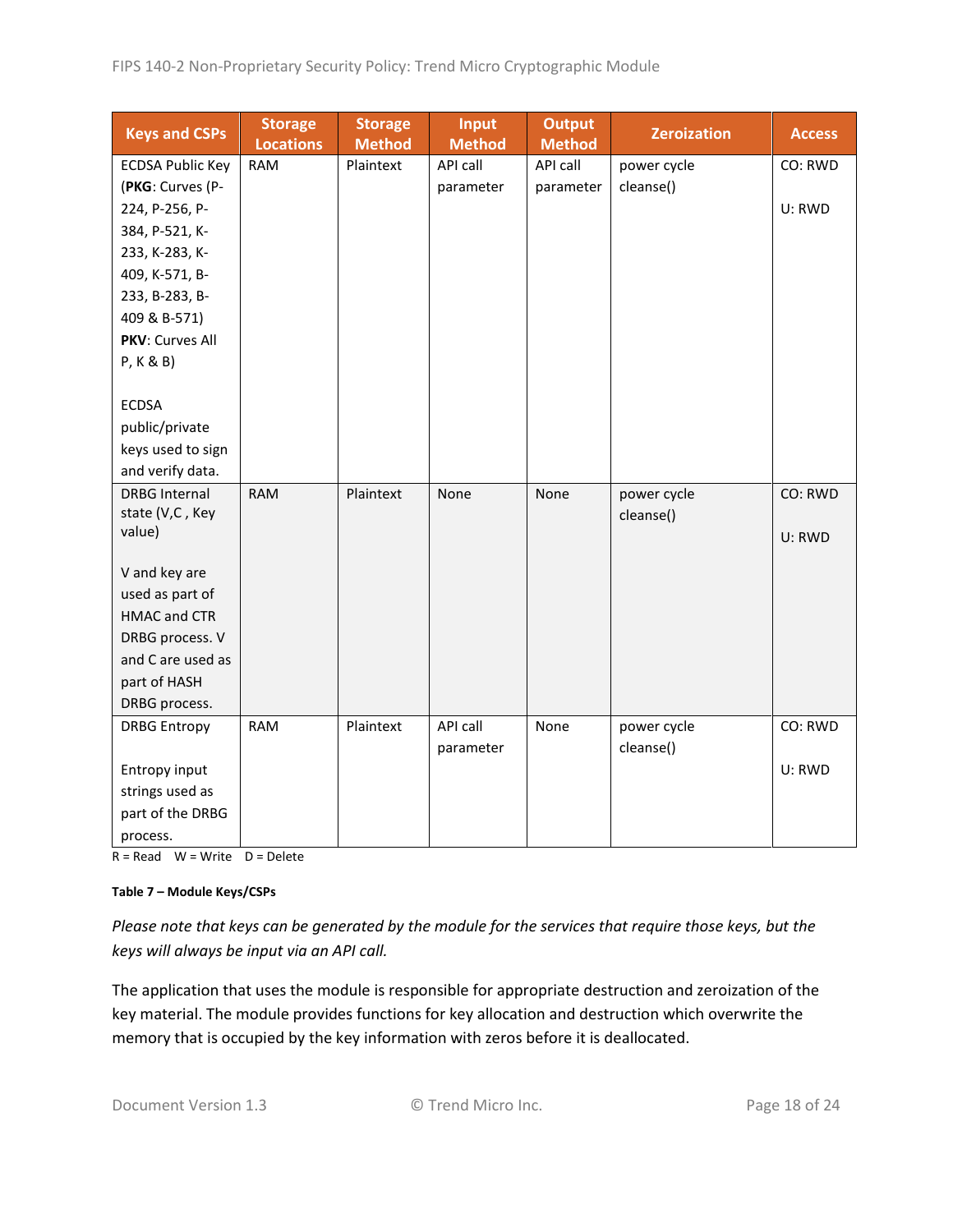| Keys and CSPs | Storage Locations | Storage Method | Input Method | Output Method | Zeroization | Access |
|---|---|---|---|---|---|---|
| ECDSA Public Key (**PKG**: Curves (P-224, P-256, P-384, P-521, K-233, K-283, K-409, K-571, B-233, B-283, B-409 & B-571) **PKV**: Curves All P, K & B)<br><br>ECDSA public/private keys used to sign and verify data. | RAM | Plaintext | API call parameter | API call parameter | power cycle cleanse() | CO: RWD<br><br>U: RWD |
| DRBG Internal state (V,C , Key value)<br><br>V and key are used as part of HMAC and CTR DRBG process. V and C are used as part of HASH DRBG process. | RAM | Plaintext | None | None | power cycle cleanse() | CO: RWD<br><br>U: RWD |
| DRBG Entropy<br><br>Entropy input strings used as part of the DRBG process. | RAM | Plaintext | API call parameter | None | power cycle cleanse() | CO: RWD<br><br>U: RWD |

R = Read    W = Write    D = Delete

**Table 7 – Module Keys/CSPs**

*Please note that keys can be generated by the module for the services that require those keys, but the keys will always be input via an API call.*

The application that uses the module is responsible for appropriate destruction and zeroization of the key material. The module provides functions for key allocation and destruction which overwrite the memory that is occupied by the key information with zeros before it is deallocated.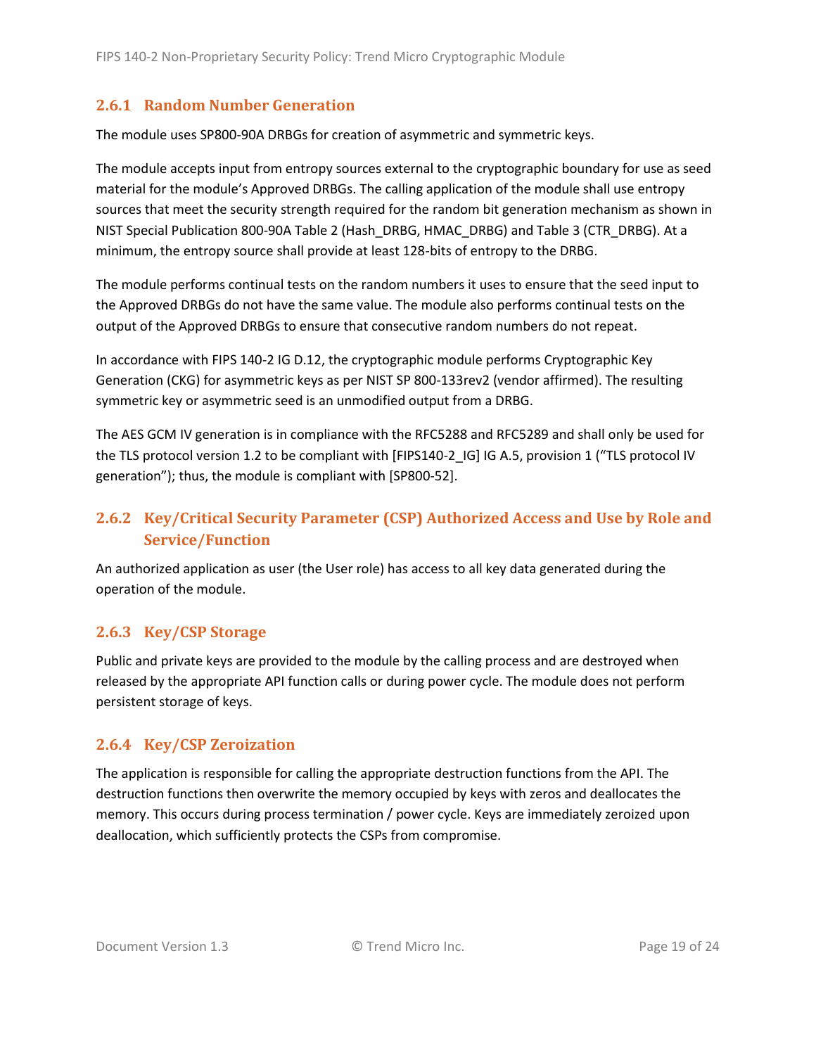### 2.6.1 Random Number Generation

The module uses SP800-90A DRBGs for creation of asymmetric and symmetric keys.

The module accepts input from entropy sources external to the cryptographic boundary for use as seed material for the module's Approved DRBGs. The calling application of the module shall use entropy sources that meet the security strength required for the random bit generation mechanism as shown in NIST Special Publication 800-90A Table 2 (Hash_DRBG, HMAC_DRBG) and Table 3 (CTR_DRBG). At a minimum, the entropy source shall provide at least 128-bits of entropy to the DRBG.

The module performs continual tests on the random numbers it uses to ensure that the seed input to the Approved DRBGs do not have the same value. The module also performs continual tests on the output of the Approved DRBGs to ensure that consecutive random numbers do not repeat.

In accordance with FIPS 140-2 IG D.12, the cryptographic module performs Cryptographic Key Generation (CKG) for asymmetric keys as per NIST SP 800-133rev2 (vendor affirmed). The resulting symmetric key or asymmetric seed is an unmodified output from a DRBG.

The AES GCM IV generation is in compliance with the RFC5288 and RFC5289 and shall only be used for the TLS protocol version 1.2 to be compliant with [FIPS140-2_IG] IG A.5, provision 1 ("TLS protocol IV generation"); thus, the module is compliant with [SP800-52].

### 2.6.2 Key/Critical Security Parameter (CSP) Authorized Access and Use by Role and Service/Function

An authorized application as user (the User role) has access to all key data generated during the operation of the module.

### 2.6.3 Key/CSP Storage

Public and private keys are provided to the module by the calling process and are destroyed when released by the appropriate API function calls or during power cycle. The module does not perform persistent storage of keys.

### 2.6.4 Key/CSP Zeroization

The application is responsible for calling the appropriate destruction functions from the API. The destruction functions then overwrite the memory occupied by keys with zeros and deallocates the memory. This occurs during process termination / power cycle. Keys are immediately zeroized upon deallocation, which sufficiently protects the CSPs from compromise.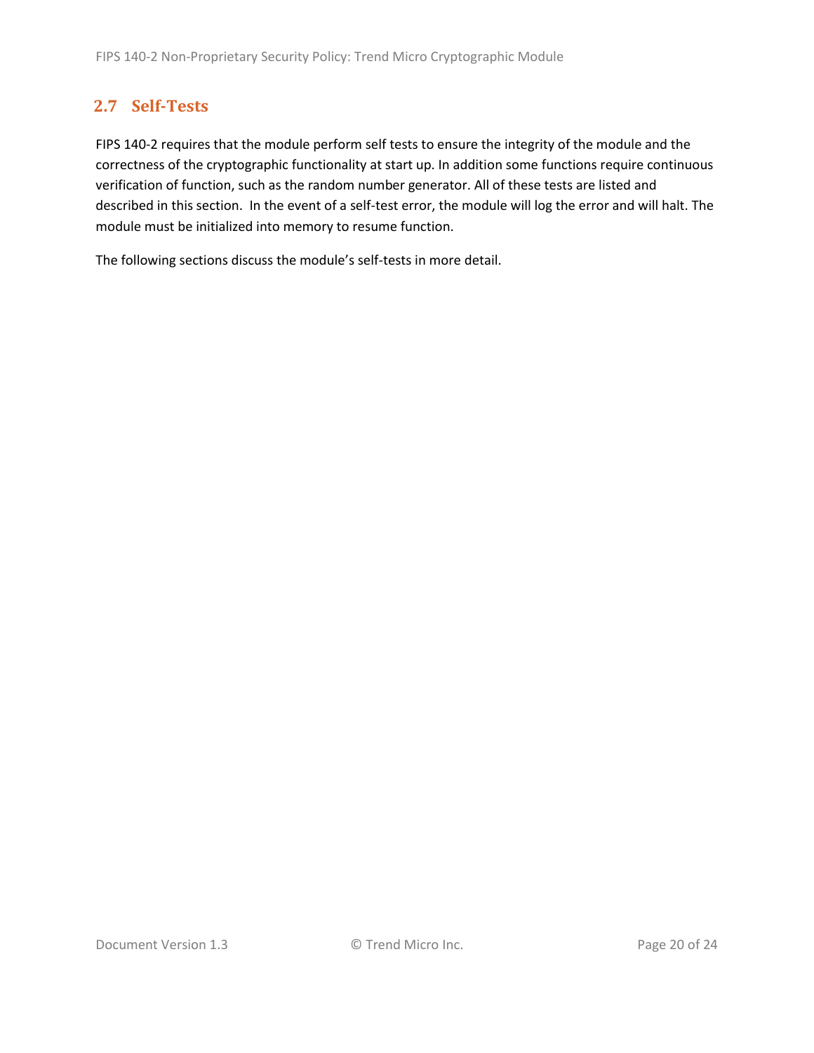## 2.7 Self-Tests

FIPS 140-2 requires that the module perform self tests to ensure the integrity of the module and the correctness of the cryptographic functionality at start up. In addition some functions require continuous verification of function, such as the random number generator. All of these tests are listed and described in this section. In the event of a self-test error, the module will log the error and will halt. The module must be initialized into memory to resume function.

The following sections discuss the module's self-tests in more detail.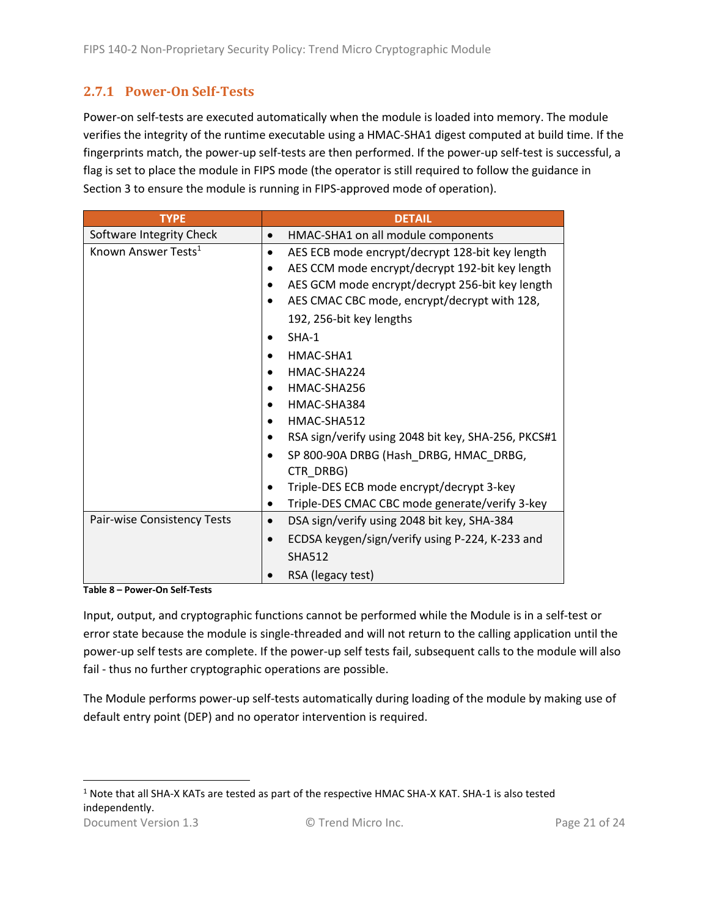### 2.7.1 Power-On Self-Tests

Power-on self-tests are executed automatically when the module is loaded into memory. The module verifies the integrity of the runtime executable using a HMAC-SHA1 digest computed at build time. If the fingerprints match, the power-up self-tests are then performed. If the power-up self-test is successful, a flag is set to place the module in FIPS mode (the operator is still required to follow the guidance in Section 3 to ensure the module is running in FIPS-approved mode of operation).

| TYPE | DETAIL |
|---|---|
| Software Integrity Check | • HMAC-SHA1 on all module components |
| Known Answer Tests[1] | • AES ECB mode encrypt/decrypt 128-bit key length<br>• AES CCM mode encrypt/decrypt 192-bit key length<br>• AES GCM mode encrypt/decrypt 256-bit key length<br>• AES CMAC CBC mode, encrypt/decrypt with 128, 192, 256-bit key lengths<br>• SHA-1<br>• HMAC-SHA1<br>• HMAC-SHA224<br>• HMAC-SHA256<br>• HMAC-SHA384<br>• HMAC-SHA512<br>• RSA sign/verify using 2048 bit key, SHA-256, PKCS#1<br>• SP 800-90A DRBG (Hash_DRBG, HMAC_DRBG, CTR_DRBG)<br>• Triple-DES ECB mode encrypt/decrypt 3-key<br>• Triple-DES CMAC CBC mode generate/verify 3-key |
| Pair-wise Consistency Tests | • DSA sign/verify using 2048 bit key, SHA-384<br>• ECDSA keygen/sign/verify using P-224, K-233 and SHA512<br>• RSA (legacy test) |

**Table 8 – Power-On Self-Tests**

Input, output, and cryptographic functions cannot be performed while the Module is in a self-test or error state because the module is single-threaded and will not return to the calling application until the power-up self tests are complete. If the power-up self tests fail, subsequent calls to the module will also fail - thus no further cryptographic operations are possible.

The Module performs power-up self-tests automatically during loading of the module by making use of default entry point (DEP) and no operator intervention is required.

---

[1] Note that all SHA-X KATs are tested as part of the respective HMAC SHA-X KAT. SHA-1 is also tested independently.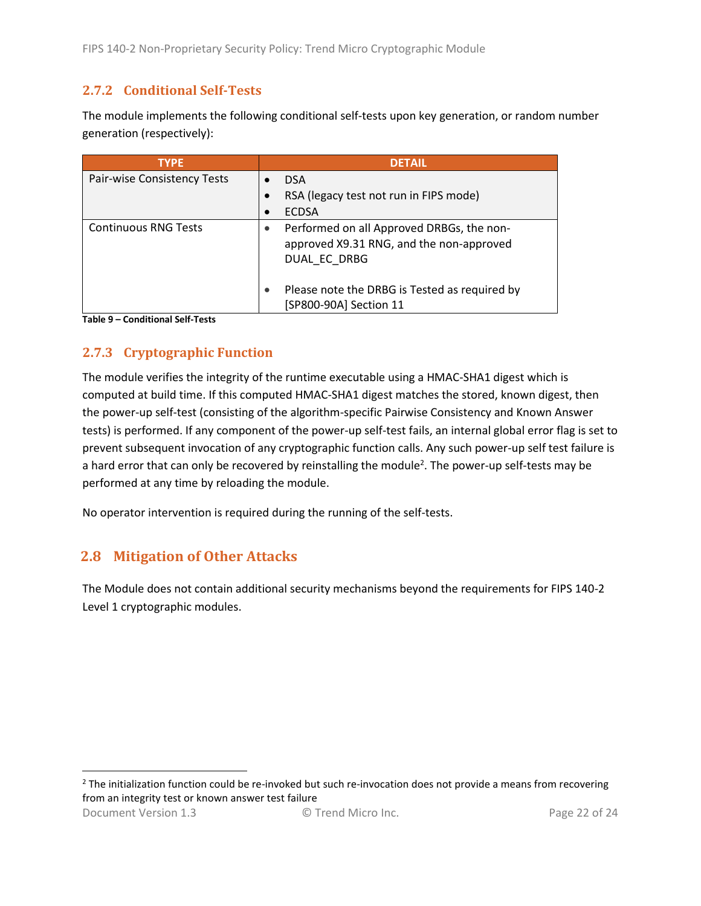### 2.7.2 Conditional Self-Tests

The module implements the following conditional self-tests upon key generation, or random number generation (respectively):

| TYPE | DETAIL |
|---|---|
| Pair-wise Consistency Tests | • DSA<br>• RSA (legacy test not run in FIPS mode)<br>• ECDSA |
| Continuous RNG Tests | • Performed on all Approved DRBGs, the non-approved X9.31 RNG, and the non-approved DUAL_EC_DRBG<br>• Please note the DRBG is Tested as required by [SP800-90A] Section 11 |

**Table 9 – Conditional Self-Tests**

### 2.7.3 Cryptographic Function

The module verifies the integrity of the runtime executable using a HMAC-SHA1 digest which is computed at build time. If this computed HMAC-SHA1 digest matches the stored, known digest, then the power-up self-test (consisting of the algorithm-specific Pairwise Consistency and Known Answer tests) is performed. If any component of the power-up self-test fails, an internal global error flag is set to prevent subsequent invocation of any cryptographic function calls. Any such power-up self test failure is a hard error that can only be recovered by reinstalling the module[2]. The power-up self-tests may be performed at any time by reloading the module.

No operator intervention is required during the running of the self-tests.

## 2.8 Mitigation of Other Attacks

The Module does not contain additional security mechanisms beyond the requirements for FIPS 140-2 Level 1 cryptographic modules.

---

[2] The initialization function could be re-invoked but such re-invocation does not provide a means from recovering from an integrity test or known answer test failure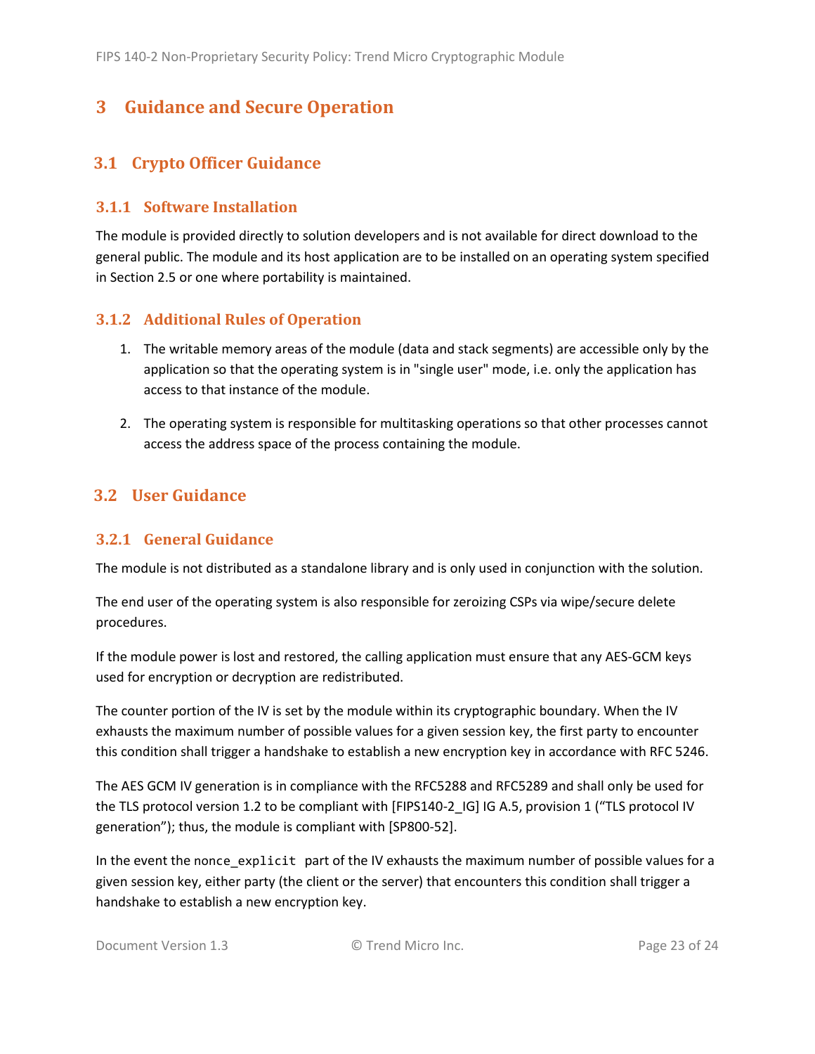# 3 Guidance and Secure Operation

## 3.1 Crypto Officer Guidance

### 3.1.1 Software Installation

The module is provided directly to solution developers and is not available for direct download to the general public. The module and its host application are to be installed on an operating system specified in Section 2.5 or one where portability is maintained.

### 3.1.2 Additional Rules of Operation

1. The writable memory areas of the module (data and stack segments) are accessible only by the application so that the operating system is in "single user" mode, i.e. only the application has access to that instance of the module.

2. The operating system is responsible for multitasking operations so that other processes cannot access the address space of the process containing the module.

## 3.2 User Guidance

### 3.2.1 General Guidance

The module is not distributed as a standalone library and is only used in conjunction with the solution.

The end user of the operating system is also responsible for zeroizing CSPs via wipe/secure delete procedures.

If the module power is lost and restored, the calling application must ensure that any AES-GCM keys used for encryption or decryption are redistributed.

The counter portion of the IV is set by the module within its cryptographic boundary. When the IV exhausts the maximum number of possible values for a given session key, the first party to encounter this condition shall trigger a handshake to establish a new encryption key in accordance with RFC 5246.

The AES GCM IV generation is in compliance with the RFC5288 and RFC5289 and shall only be used for the TLS protocol version 1.2 to be compliant with [FIPS140-2_IG] IG A.5, provision 1 ("TLS protocol IV generation"); thus, the module is compliant with [SP800-52].

In the event the `nonce_explicit` part of the IV exhausts the maximum number of possible values for a given session key, either party (the client or the server) that encounters this condition shall trigger a handshake to establish a new encryption key.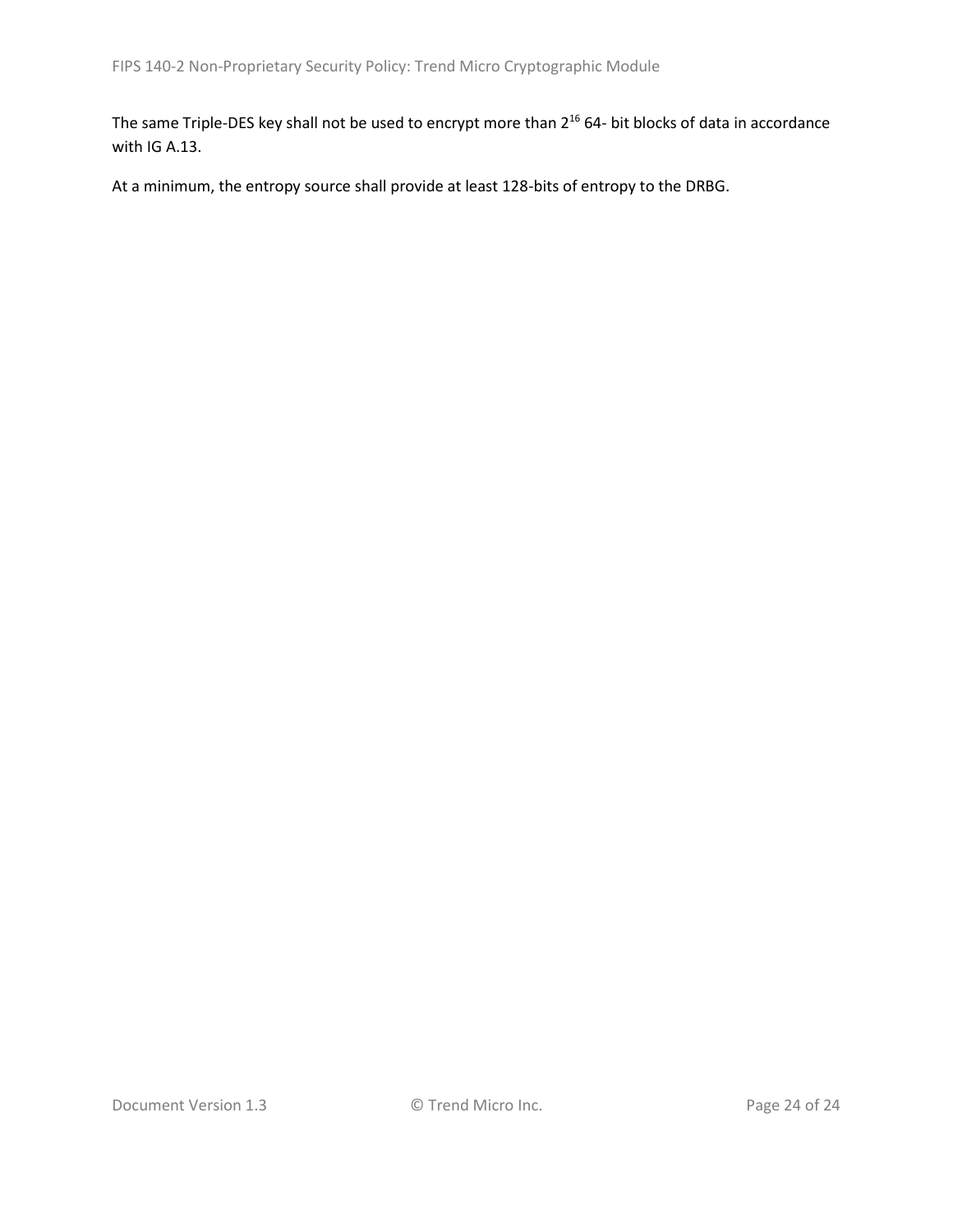The same Triple-DES key shall not be used to encrypt more than $2^{16}$ 64- bit blocks of data in accordance with IG A.13.

At a minimum, the entropy source shall provide at least 128-bits of entropy to the DRBG.